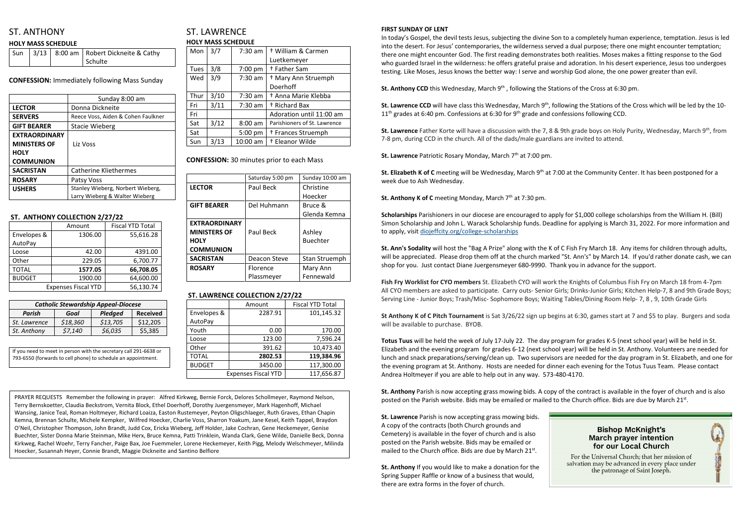# ST. ANTHONY

## HOLY MASS SCHEDULE

| Sun | 3/13 | 8:00 am | Robert Dickneite & Cathy Schulte |
|---|---|---|---|

**CONFESSION:** Immediately following Mass Sunday

| | Sunday 8:00 am |
|---|---|
| **LECTOR** | Donna Dickneite |
| **SERVERS** | Reece Voss, Aiden & Cohen Faulkner |
| **GIFT BEARER** | Stacie Wieberg |
| **EXTRAORDINARY MINISTERS OF HOLY COMMUNION** | Liz Voss |
| **SACRISTAN** | Catherine Kliethermes |
| **ROSARY** | Patsy Voss |
| **USHERS** | Stanley Wieberg, Norbert Wieberg, Larry Wieberg & Walter Wieberg |

### ST. ANTHONY COLLECTION 2/27/22

| | Amount | Fiscal YTD Total |
|---|---|---|
| Envelopes & AutoPay | 1306.00 | 55,616.28 |
| Loose | 42.00 | 4391.00 |
| Other | 229.05 | 6,700.77 |
| TOTAL | **1577.05** | **66,708.05** |
| BUDGET | 1900.00 | 64,600.00 |
| Expenses Fiscal YTD | | 56,130.74 |

| ***Catholic Stewardship Appeal-Diocese*** | | | |
|---|---|---|---|
| ***Parish*** | ***Goal*** | ***Pledged*** | **Received** |
| *St. Lawrence* | *$18,360* | *$13,705* | $12,205 |
| *St. Anthony* | *$7,140* | *$6,035* | $5,385 |

If you need to meet in person with the secretary call 291-6638 or 793-6550 (forwards to cell phone) to schedule an appointment.

# ST. LAWRENCE

## HOLY MASS SCHEDULE

| Mon | 3/7 | 7:30 am | † William & Carmen Luetkemeyer |
|---|---|---|---|
| Tues | 3/8 | 7:00 pm | † Father Sam |
| Wed | 3/9 | 7:30 am | † Mary Ann Struemph Doerhoff |
| Thur | 3/10 | 7:30 am | † Anna Marie Klebba |
| Fri | 3/11 | 7:30 am | † Richard Bax |
| Fri | | | Adoration until 11:00 am |
| Sat | 3/12 | 8:00 am | Parishioners of St. Lawrence |
| Sat | | 5:00 pm | † Frances Struemph |
| Sun | 3/13 | 10:00 am | † Eleanor Wilde |

**CONFESSION:** 30 minutes prior to each Mass

| | Saturday 5:00 pm | Sunday 10:00 am |
|---|---|---|
| **LECTOR** | Paul Beck | Christine Hoecker |
| **GIFT BEARER** | Del Huhmann | Bruce & Glenda Kemna |
| **EXTRAORDINARY MINISTERS OF HOLY COMMUNION** | Paul Beck | Ashley Buechter |
| **SACRISTAN** | Deacon Steve | Stan Struemph |
| **ROSARY** | Florence Plassmeyer | Mary Ann Fennewald |

### ST. LAWRENCE COLLECTION 2/27/22

| | Amount | Fiscal YTD Total |
|---|---|---|
| Envelopes & AutoPay | 2287.91 | 101,145.32 |
| Youth | 0.00 | 170.00 |
| Loose | 123.00 | 7,596.24 |
| Other | 391.62 | 10,473.40 |
| TOTAL | **2802.53** | **119,384.96** |
| BUDGET | 3450.00 | 117,300.00 |
| Expenses Fiscal YTD | | 117,656.87 |

PRAYER REQUESTS Remember the following in prayer: Alfred Kirkweg, Bernie Forck, Delores Schollmeyer, Raymond Nelson, Terry Bernskoetter, Claudia Beckstrom, Vernita Block, Ethel Doerhoff, Dorothy Juergensmeyer, Mark Hagenhoff, Michael Wansing, Janice Teal, Roman Holtmeyer, Richard Loaiza, Easton Rustemeyer, Peyton Oligschlaeger, Ruth Graves, Ethan Chapin Kemna, Brennan Schulte, Michele Kempker, Wilfred Hoecker, Charlie Voss, Sharron Yoakum, Jane Kesel, Keith Tappel, Braydon O'Neil, Christopher Thompson, John Brandt, Judd Cox, Ericka Wieberg, Jeff Holder, Jake Cochran, Gene Heckemeyer, Genise Buechter, Sister Donna Marie Steinman, Mike Herx, Bruce Kemna, Patti Trinklein, Wanda Clark, Gene Wilde, Danielle Beck, Donna Kirkweg, Rachel Woehr, Terry Fancher, Paige Bax, Joe Fuemmeler, Lorene Heckemeyer, Keith Pigg, Melody Welschmeyer, Milinda Hoecker, Susannah Heyer, Connie Brandt, Maggie Dickneite and Santino Belfiore

**FIRST SUNDAY OF LENT**

In today's Gospel, the devil tests Jesus, subjecting the divine Son to a completely human experience, temptation. Jesus is led into the desert. For Jesus' contemporaries, the wilderness served a dual purpose; there one might encounter temptation; there one might encounter God. The first reading demonstrates both realities. Moses makes a fitting response to the God who guarded Israel in the wilderness: he offers grateful praise and adoration. In his desert experience, Jesus too undergoes testing. Like Moses, Jesus knows the better way: I serve and worship God alone, the one power greater than evil.

**St. Anthony CCD** this Wednesday, March 9th , following the Stations of the Cross at 6:30 pm.

**St. Lawrence CCD** will have class this Wednesday, March 9th, following the Stations of the Cross which will be led by the 10-11th grades at 6:40 pm. Confessions at 6:30 for 9th grade and confessions following CCD.

**St. Lawrence** Father Korte will have a discussion with the 7, 8 & 9th grade boys on Holy Purity, Wednesday, March 9th, from 7-8 pm, during CCD in the church. All of the dads/male guardians are invited to attend.

**St. Lawrence** Patriotic Rosary Monday, March 7th at 7:00 pm.

**St. Elizabeth K of C** meeting will be Wednesday, March 9th at 7:00 at the Community Center. It has been postponed for a week due to Ash Wednesday.

**St. Anthony K of C** meeting Monday, March 7th at 7:30 pm.

**Scholarships** Parishioners in our diocese are encouraged to apply for $1,000 college scholarships from the William H. (Bill) Simon Scholarship and John L. Warack Scholarship funds. Deadline for applying is March 31, 2022. For more information and to apply, visit diojeffcity.org/college-scholarships

**St. Ann's Sodality** will host the "Bag A Prize" along with the K of C Fish Fry March 18. Any items for children through adults, will be appreciated. Please drop them off at the church marked "St. Ann's" by March 14. If you'd rather donate cash, we can shop for you. Just contact Diane Juergensmeyer 680-9990. Thank you in advance for the support.

**Fish Fry Worklist for CYO members** St. Elizabeth CYO will work the Knights of Columbus Fish Fry on March 18 from 4-7pm All CYO members are asked to participate. Carry outs- Senior Girls; Drinks-Junior Girls; Kitchen Help-7, 8 and 9th Grade Boys; Serving Line - Junior Boys; Trash/Misc- Sophomore Boys; Waiting Tables/Dining Room Help- 7, 8 , 9, 10th Grade Girls

**St Anthony K of C Pitch Tournament** is Sat 3/26/22 sign up begins at 6:30, games start at 7 and $5 to play. Burgers and soda will be available to purchase. BYOB.

**Totus Tuus** will be held the week of July 17-July 22. The day program for grades K-5 (next school year) will be held in St. Elizabeth and the evening program for grades 6-12 (next school year) will be held in St. Anthony. Volunteers are needed for lunch and snack preparations/serving/clean up. Two supervisors are needed for the day program in St. Elizabeth, and one for the evening program at St. Anthony. Hosts are needed for dinner each evening for the Totus Tuus Team. Please contact Andrea Holtmeyer if you are able to help out in any way. 573-480-4170.

**St. Anthony** Parish is now accepting grass mowing bids. A copy of the contract is available in the foyer of church and is also posted on the Parish website. Bids may be emailed or mailed to the Church office. Bids are due by March 21st.

**St. Lawrence** Parish is now accepting grass mowing bids. A copy of the contracts (both Church grounds and Cemetery) is available in the foyer of church and is also posted on the Parish website. Bids may be emailed or mailed to the Church office. Bids are due by March 21st.

**St. Anthony** If you would like to make a donation for the Spring Supper Raffle or know of a business that would, there are extra forms in the foyer of church.

**Bishop McKnight's March prayer intention for our Local Church**

For the Universal Church; that her mission of salvation may be advanced in every place under the patronage of Saint Joseph.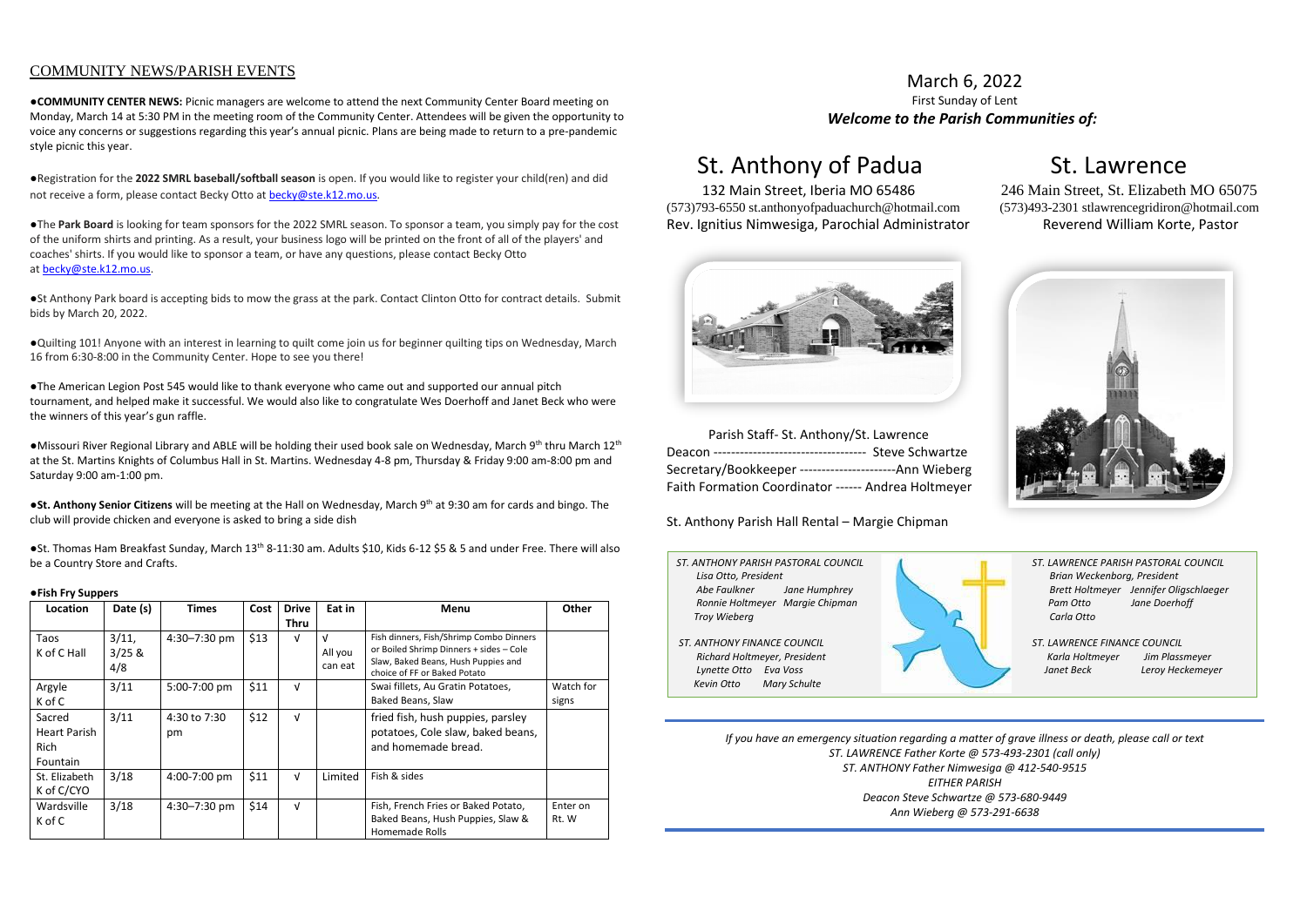## COMMUNITY NEWS/PARISH EVENTS

●**COMMUNITY CENTER NEWS:** Picnic managers are welcome to attend the next Community Center Board meeting on Monday, March 14 at 5:30 PM in the meeting room of the Community Center. Attendees will be given the opportunity to voice any concerns or suggestions regarding this year's annual picnic. Plans are being made to return to a pre-pandemic style picnic this year.

●Registration for the **2022 SMRL baseball/softball season** is open. If you would like to register your child(ren) and did not receive a form, please contact Becky Otto at becky@ste.k12.mo.us.

●The **Park Board** is looking for team sponsors for the 2022 SMRL season. To sponsor a team, you simply pay for the cost of the uniform shirts and printing. As a result, your business logo will be printed on the front of all of the players' and coaches' shirts. If you would like to sponsor a team, or have any questions, please contact Becky Otto at becky@ste.k12.mo.us.

●St Anthony Park board is accepting bids to mow the grass at the park. Contact Clinton Otto for contract details. Submit bids by March 20, 2022.

●Quilting 101! Anyone with an interest in learning to quilt come join us for beginner quilting tips on Wednesday, March 16 from 6:30-8:00 in the Community Center. Hope to see you there!

●The American Legion Post 545 would like to thank everyone who came out and supported our annual pitch tournament, and helped make it successful. We would also like to congratulate Wes Doerhoff and Janet Beck who were the winners of this year's gun raffle.

●Missouri River Regional Library and ABLE will be holding their used book sale on Wednesday, March 9th thru March 12th at the St. Martins Knights of Columbus Hall in St. Martins. Wednesday 4-8 pm, Thursday & Friday 9:00 am-8:00 pm and Saturday 9:00 am-1:00 pm.

●**St. Anthony Senior Citizens** will be meeting at the Hall on Wednesday, March 9th at 9:30 am for cards and bingo. The club will provide chicken and everyone is asked to bring a side dish

●St. Thomas Ham Breakfast Sunday, March 13th 8-11:30 am. Adults $10, Kids 6-12 $5 & 5 and under Free. There will also be a Country Store and Crafts.

**●Fish Fry Suppers**

| Location | Date (s) | Times | Cost | Drive Thru | Eat in | Menu | Other |
|---|---|---|---|---|---|---|---|
| Taos K of C Hall | 3/11, 3/25 & 4/8 | 4:30–7:30 pm | $13 | √ | √ All you can eat | Fish dinners, Fish/Shrimp Combo Dinners or Boiled Shrimp Dinners + sides – Cole Slaw, Baked Beans, Hush Puppies and choice of FF or Baked Potato | |
| Argyle K of C | 3/11 | 5:00-7:00 pm | $11 | √ | | Swai fillets, Au Gratin Potatoes, Baked Beans, Slaw | Watch for signs |
| Sacred Heart Parish Rich Fountain | 3/11 | 4:30 to 7:30 pm | $12 | √ | | fried fish, hush puppies, parsley potatoes, Cole slaw, baked beans, and homemade bread. | |
| St. Elizabeth K of C/CYO | 3/18 | 4:00-7:00 pm | $11 | √ | Limited | Fish & sides | |
| Wardsville K of C | 3/18 | 4:30–7:30 pm | $14 | √ | | Fish, French Fries or Baked Potato, Baked Beans, Hush Puppies, Slaw & Homemade Rolls | Enter on Rt. W |

March 6, 2022

First Sunday of Lent

***Welcome to the Parish Communities of:***

# St. Anthony of Padua

132 Main Street, Iberia MO 65486

(573)793-6550 st.anthonyofpaduachurch@hotmail.com

Rev. Ignitius Nimwesiga, Parochial Administrator

# St. Lawrence

246 Main Street, St. Elizabeth MO 65075

(573)493-2301 stlawrencegridiron@hotmail.com

Reverend William Korte, Pastor

Parish Staff- St. Anthony/St. Lawrence

Deacon ---------------------------------- Steve Schwartze

Secretary/Bookkeeper ----------------------Ann Wieberg

Faith Formation Coordinator ------ Andrea Holtmeyer

St. Anthony Parish Hall Rental – Margie Chipman

*ST. ANTHONY PARISH PASTORAL COUNCIL*
*Lisa Otto, President*
*Abe Faulkner   Jane Humphrey*
*Ronnie Holtmeyer   Margie Chipman*
*Troy Wieberg*

*ST. ANTHONY FINANCE COUNCIL*
*Richard Holtmeyer, President*
*Lynette Otto   Eva Voss*
*Kevin Otto   Mary Schulte*

*ST. LAWRENCE PARISH PASTORAL COUNCIL*
*Brian Weckenborg, President*
*Brett Holtmeyer   Jennifer Oligschlaeger*
*Pam Otto   Jane Doerhoff*
*Carla Otto*

*ST. LAWRENCE FINANCE COUNCIL*
*Karla Holtmeyer   Jim Plassmeyer*
*Janet Beck   Leroy Heckemeyer*

*If you have an emergency situation regarding a matter of grave illness or death, please call or text*
*ST. LAWRENCE Father Korte @ 573-493-2301 (call only)*
*ST. ANTHONY Father Nimwesiga @ 412-540-9515*
*EITHER PARISH*
*Deacon Steve Schwartze @ 573-680-9449*
*Ann Wieberg @ 573-291-6638*